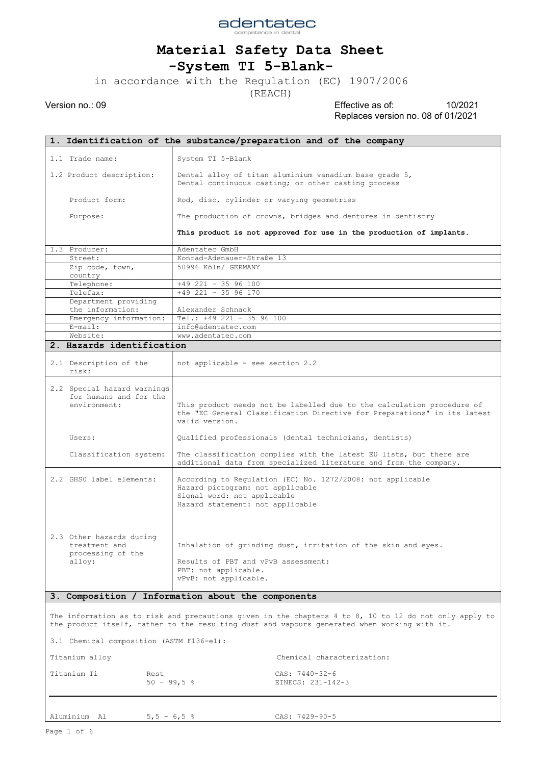adentatec
competence in dental

# Material Safety Data Sheet
# -System TI 5-Blank-

in accordance with the Regulation (EC) 1907/2006 (REACH)

Version no.: 09

Effective as of: 10/2021
Replaces version no. 08 of 01/2021

## 1. Identification of the substance/preparation and of the company

| | |
|---|---|
| 1.1 Trade name: | System TI 5-Blank |
| 1.2 Product description: | Dental alloy of titan aluminium vanadium base grade 5, Dental continuous casting; or other casting process |
| Product form: | Rod, disc, cylinder or varying geometries |
| Purpose: | The production of crowns, bridges and dentures in dentistry<br><br>**This product is not approved for use in the production of implants.** |
| 1.3 Producer: | Adentatec GmbH |
| Street: | Konrad-Adenauer-Straße 13 |
| Zip code, town, country | 50996 Köln/ GERMANY |
| Telephone: | +49 221 - 35 96 100 |
| Telefax: | +49 221 - 35 96 170 |
| Department providing the information: | Alexander Schnack |
| Emergency information: | Tel.: +49 221 - 35 96 100 |
| E-mail: | info@adentatec.com |
| Website: | www.adentatec.com |

## 2. Hazards identification

| | |
|---|---|
| 2.1 Description of the risk: | not applicable - see section 2.2 |
| 2.2 Special hazard warnings for humans and for the environment: | This product needs not be labelled due to the calculation procedure of the "EC General Classification Directive for Preparations" in its latest valid version. |
| Users: | Qualified professionals (dental technicians, dentists) |
| Classification system: | The classification complies with the latest EU lists, but there are additional data from specialized literature and from the company. |
| 2.2 GHSO label elements: | According to Regulation (EC) No. 1272/2008: not applicable<br>Hazard pictogram: not applicable<br>Signal word: not applicable<br>Hazard statement: not applicable |
| 2.3 Other hazards during treatment and processing of the alloy: | Inhalation of grinding dust, irritation of the skin and eyes.<br><br>Results of PBT and vPvB assessment:<br>PBT: not applicable.<br>vPvB: not applicable. |

## 3. Composition / Information about the components

The information as to risk and precautions given in the chapters 4 to 8, 10 to 12 do not only apply to the product itself, rather to the resulting dust and vapours generated when working with it.

3.1 Chemical composition (ASTM F136-e1):

| Titanium alloy | | Chemical characterization: |
|---|---|---|
| Titanium Ti | Rest<br>50 - 99,5 % | CAS: 7440-32-6<br>EINECS: 231-142-3 |
| Aluminium Al | 5,5 - 6,5 % | CAS: 7429-90-5 |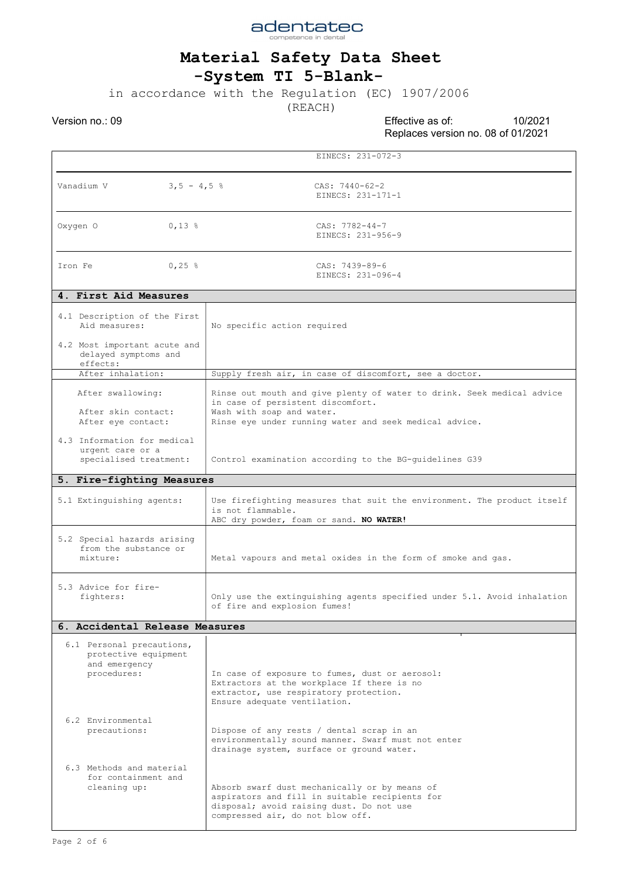# Material Safety Data Sheet

## -System TI 5-Blank-

in accordance with the Regulation (EC) 1907/2006 (REACH)

Version no.: 09 | Effective as of: 10/2021 | Replaces version no. 08 of 01/2021

| | | |
|---|---|---|
| | | EINECS: 231-072-3 |
| Vanadium V | 3,5 - 4,5 % | CAS: 7440-62-2<br>EINECS: 231-171-1 |
| Oxygen O | 0,13 % | CAS: 7782-44-7<br>EINECS: 231-956-9 |
| Iron Fe | 0,25 % | CAS: 7439-89-6<br>EINECS: 231-096-4 |

## 4. First Aid Measures

| | |
|---|---|
| 4.1 Description of the First Aid measures: | No specific action required |
| 4.2 Most important acute and delayed symptoms and effects: | |
| After inhalation: | Supply fresh air, in case of discomfort, see a doctor. |
| After swallowing: | Rinse out mouth and give plenty of water to drink. Seek medical advice in case of persistent discomfort. |
| After skin contact: | Wash with soap and water. |
| After eye contact: | Rinse eye under running water and seek medical advice. |
| 4.3 Information for medical urgent care or a specialised treatment: | Control examination according to the BG-guidelines G39 |

## 5. Fire-fighting Measures

| | |
|---|---|
| 5.1 Extinguishing agents: | Use firefighting measures that suit the environment. The product itself is not flammable.<br>ABC dry powder, foam or sand. **NO WATER!** |
| 5.2 Special hazards arising from the substance or mixture: | Metal vapours and metal oxides in the form of smoke and gas. |
| 5.3 Advice for fire-fighters: | Only use the extinguishing agents specified under 5.1. Avoid inhalation of fire and explosion fumes! |

## 6. Accidental Release Measures

| | |
|---|---|
| 6.1 Personal precautions, protective equipment and emergency procedures: | In case of exposure to fumes, dust or aerosol:<br>Extractors at the workplace If there is no extractor, use respiratory protection.<br>Ensure adequate ventilation. |
| 6.2 Environmental precautions: | Dispose of any rests / dental scrap in an environmentally sound manner. Swarf must not enter drainage system, surface or ground water. |
| 6.3 Methods and material for containment and cleaning up: | Absorb swarf dust mechanically or by means of aspirators and fill in suitable recipients for disposal; avoid raising dust. Do not use compressed air, do not blow off. |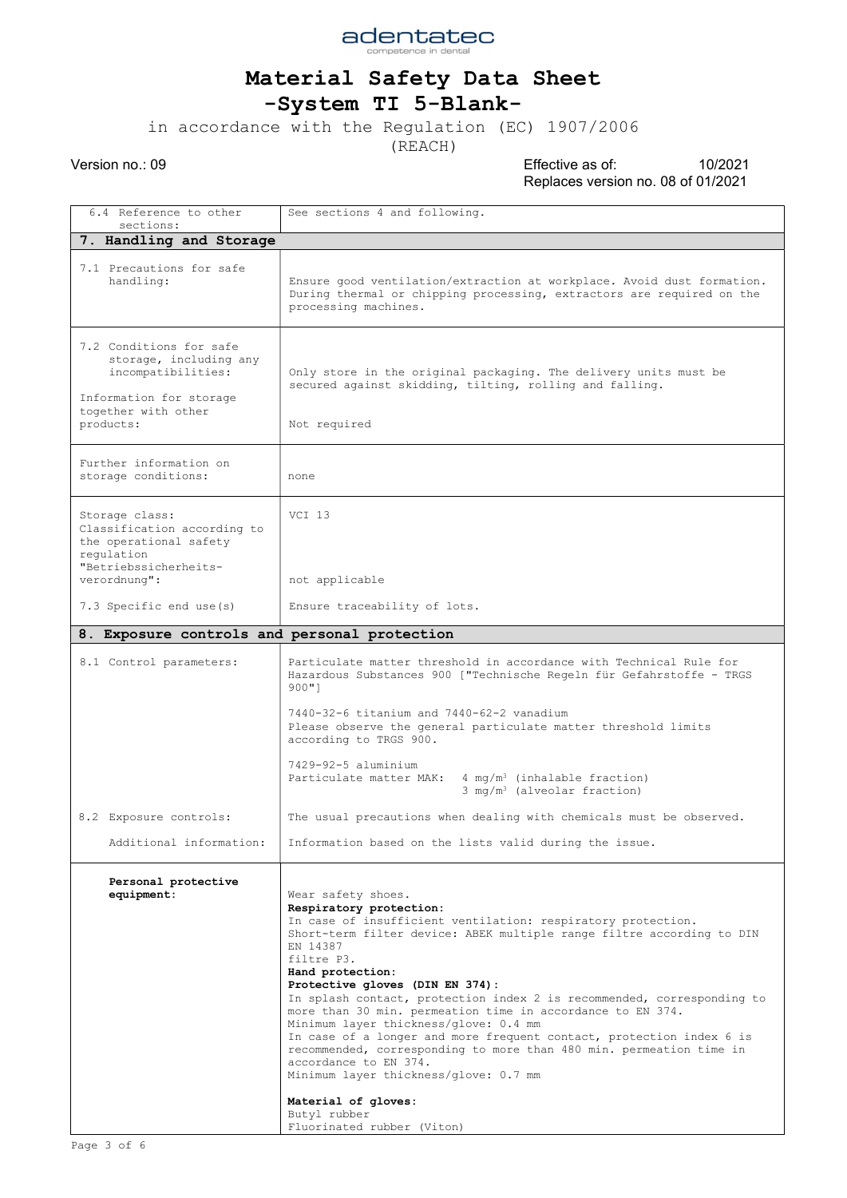| | |
|---|---|
| 6.4 Reference to other sections: | See sections 4 and following. |
| **7. Handling and Storage** | |
| 7.1 Precautions for safe handling: | Ensure good ventilation/extraction at workplace. Avoid dust formation. During thermal or chipping processing, extractors are required on the processing machines. |
| 7.2 Conditions for safe storage, including any incompatibilities: | Only store in the original packaging. The delivery units must be secured against skidding, tilting, rolling and falling. |
| Information for storage together with other products: | Not required |
| Further information on storage conditions: | none |
| Storage class: | VCI 13 |
| Classification according to the operational safety regulation "Betriebssicherheits-verordnung": | not applicable |
| 7.3 Specific end use(s) | Ensure traceability of lots. |
| **8. Exposure controls and personal protection** | |
| 8.1 Control parameters: | Particulate matter threshold in accordance with Technical Rule for Hazardous Substances 900 ["Technische Regeln für Gefahrstoffe - TRGS 900"]<br><br>7440-32-6 titanium and 7440-62-2 vanadium<br>Please observe the general particulate matter threshold limits according to TRGS 900.<br><br>7429-92-5 aluminium<br>Particulate matter MAK: 4 mg/m³ (inhalable fraction)<br>3 mg/m³ (alveolar fraction) |
| 8.2 Exposure controls: | The usual precautions when dealing with chemicals must be observed. |
| Additional information: | Information based on the lists valid during the issue. |
| **Personal protective equipment:** | Wear safety shoes.<br>**Respiratory protection:**<br>In case of insufficient ventilation: respiratory protection.<br>Short-term filter device: ABEK multiple range filtre according to DIN EN 14387<br>filtre P3.<br>**Hand protection:**<br>**Protective gloves (DIN EN 374):**<br>In splash contact, protection index 2 is recommended, corresponding to more than 30 min. permeation time in accordance to EN 374.<br>Minimum layer thickness/glove: 0.4 mm<br>In case of a longer and more frequent contact, protection index 6 is recommended, corresponding to more than 480 min. permeation time in accordance to EN 374.<br>Minimum layer thickness/glove: 0.7 mm<br><br>**Material of gloves:**<br>Butyl rubber<br>Fluorinated rubber (Viton) |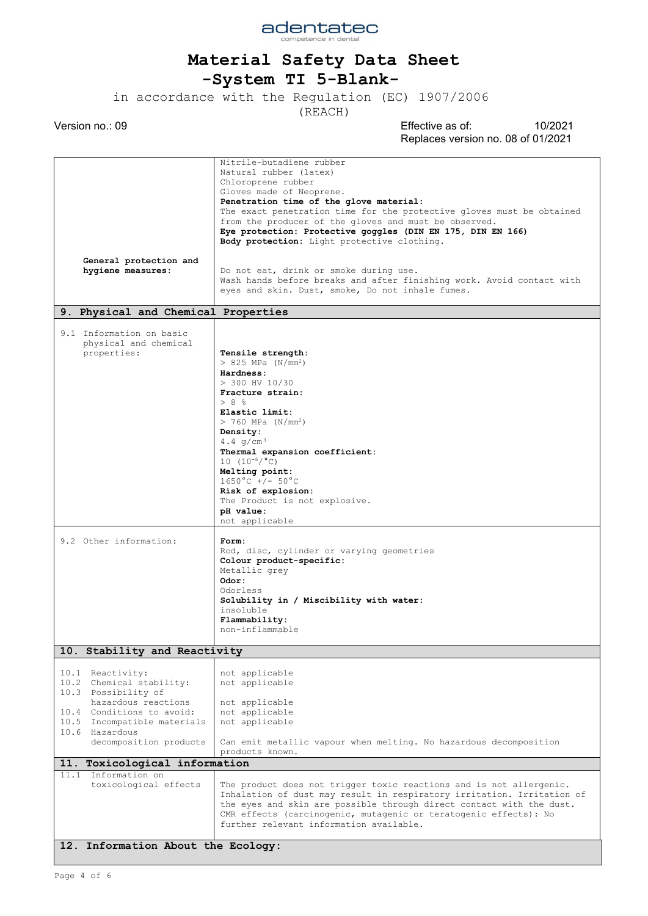| | |
|---|---|
| | Nitrile-butadiene rubber<br>Natural rubber (latex)<br>Chloroprene rubber<br>Gloves made of Neoprene.<br>**Penetration time of the glove material:**<br>The exact penetration time for the protective gloves must be obtained from the producer of the gloves and must be observed.<br>**Eye protection: Protective goggles (DIN EN 175, DIN EN 166)**<br>**Body protection:** Light protective clothing. |
| **General protection and hygiene measures:** | Do not eat, drink or smoke during use.<br>Wash hands before breaks and after finishing work. Avoid contact with eyes and skin. Dust, smoke, Do not inhale fumes. |

## 9. Physical and Chemical Properties

| | |
|---|---|
| 9.1 Information on basic physical and chemical properties: | **Tensile strength:**<br>> 825 MPa (N/mm²)<br>**Hardness:**<br>> 300 HV 10/30<br>**Fracture strain:**<br>> 8 %<br>**Elastic limit:**<br>> 760 MPa (N/mm²)<br>**Density:**<br>4.4 g/cm³<br>**Thermal expansion coefficient:**<br>10 ($10^{-6}$/°C)<br>**Melting point:**<br>1650°C +/- 50°C<br>**Risk of explosion:**<br>The Product is not explosive.<br>**pH value:**<br>not applicable |
| 9.2 Other information: | **Form:**<br>Rod, disc, cylinder or varying geometries<br>**Colour product-specific:**<br>Metallic grey<br>**Odor:**<br>Odorless<br>**Solubility in / Miscibility with water:**<br>insoluble<br>**Flammability:**<br>non-inflammable |

## 10. Stability and Reactivity

| | |
|---|---|
| 10.1 Reactivity: | not applicable |
| 10.2 Chemical stability: | not applicable |
| 10.3 Possibility of hazardous reactions | not applicable |
| 10.4 Conditions to avoid: | not applicable |
| 10.5 Incompatible materials | not applicable |
| 10.6 Hazardous decomposition products | Can emit metallic vapour when melting. No hazardous decomposition products known. |

## 11. Toxicological information

| | |
|---|---|
| 11.1 Information on toxicological effects | The product does not trigger toxic reactions and is not allergenic. Inhalation of dust may result in respiratory irritation. Irritation of the eyes and skin are possible through direct contact with the dust. CMR effects (carcinogenic, mutagenic or teratogenic effects): No further relevant information available. |

## 12. Information About the Ecology: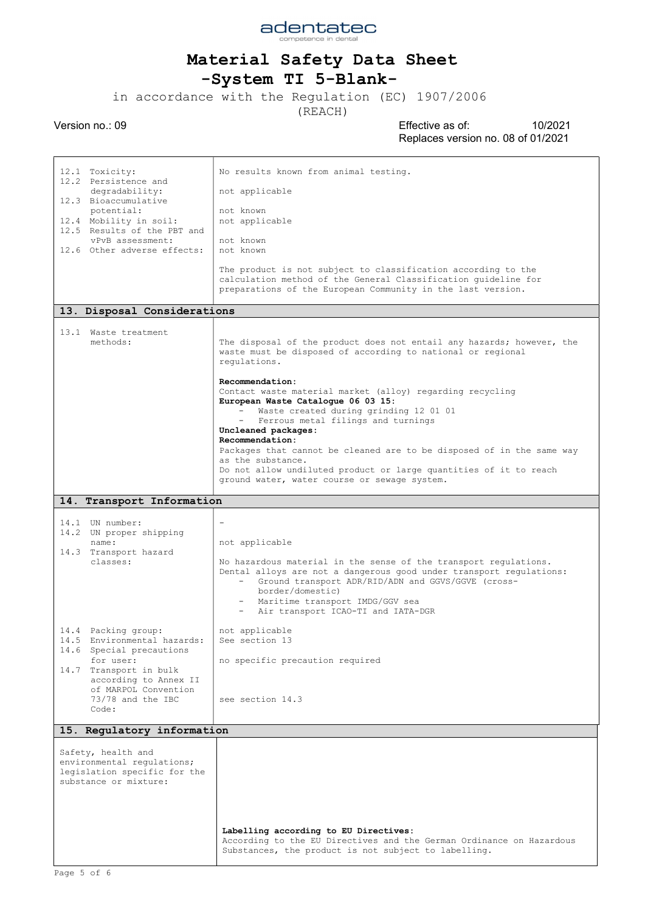| | |
|---|---|
| 12.1 Toxicity: | No results known from animal testing. |
| 12.2 Persistence and degradability: | not applicable |
| 12.3 Bioaccumulative potential: | not known |
| 12.4 Mobility in soil: | not applicable |
| 12.5 Results of the PBT and vPvB assessment: | not known |
| 12.6 Other adverse effects: | not known |
| | The product is not subject to classification according to the calculation method of the General Classification guideline for preparations of the European Community in the last version. |

## 13. Disposal Considerations

| | |
|---|---|
| 13.1 Waste treatment methods: | The disposal of the product does not entail any hazards; however, the waste must be disposed of according to national or regional regulations.<br><br>**Recommendation:**<br>Contact waste material market (alloy) regarding recycling<br>**European Waste Catalogue 06 03 15:**<br>- Waste created during grinding 12 01 01<br>- Ferrous metal filings and turnings<br>**Uncleaned packages:**<br>**Recommendation:**<br>Packages that cannot be cleaned are to be disposed of in the same way as the substance.<br>Do not allow undiluted product or large quantities of it to reach ground water, water course or sewage system. |

## 14. Transport Information

| | |
|---|---|
| 14.1 UN number: | - |
| 14.2 UN proper shipping name: | not applicable |
| 14.3 Transport hazard classes: | No hazardous material in the sense of the transport regulations.<br>Dental alloys are not a dangerous good under transport regulations:<br>- Ground transport ADR/RID/ADN and GGVS/GGVE (cross-border/domestic)<br>- Maritime transport IMDG/GGV sea<br>- Air transport ICAO-TI and IATA-DGR |
| 14.4 Packing group: | not applicable |
| 14.5 Environmental hazards: | See section 13 |
| 14.6 Special precautions for user: | no specific precaution required |
| 14.7 Transport in bulk according to Annex II of MARPOL Convention 73/78 and the IBC Code: | see section 14.3 |

## 15. Regulatory information

| | |
|---|---|
| Safety, health and environmental regulations; legislation specific for the substance or mixture: | **Labelling according to EU Directives:**<br>According to the EU Directives and the German Ordinance on Hazardous Substances, the product is not subject to labelling. |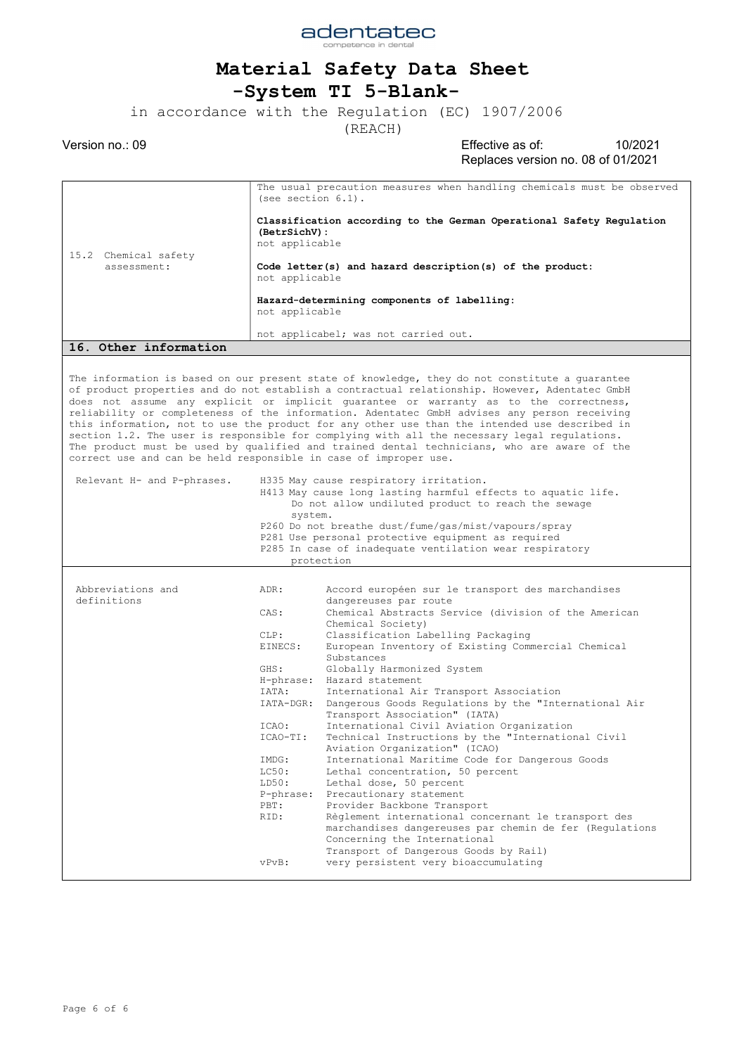# Material Safety Data Sheet

## -System TI 5-Blank-

in accordance with the Regulation (EC) 1907/2006 (REACH)

Version no.: 09 | Effective as of: 10/2021 | Replaces version no. 08 of 01/2021

| | |
|---|---|
| 15.2 Chemical safety assessment: | The usual precaution measures when handling chemicals must be observed (see section 6.1).<br><br>**Classification according to the German Operational Safety Regulation (BetrSichV):**<br>not applicable<br><br>**Code letter(s) and hazard description(s) of the product:**<br>not applicable<br><br>**Hazard-determining components of labelling:**<br>not applicable<br><br>not applicabel; was not carried out. |

## 16. Other information

The information is based on our present state of knowledge, they do not constitute a guarantee of product properties and do not establish a contractual relationship. However, Adentatec GmbH does not assume any explicit or implicit guarantee or warranty as to the correctness, reliability or completeness of the information. Adentatec GmbH advises any person receiving this information, not to use the product for any other use than the intended use described in section 1.2. The user is responsible for complying with all the necessary legal regulations. The product must be used by qualified and trained dental technicians, who are aware of the correct use and can be held responsible in case of improper use.

| | |
|---|---|
| Relevant H- and P-phrases. | H335 May cause respiratory irritation.<br>H413 May cause long lasting harmful effects to aquatic life. Do not allow undiluted product to reach the sewage system.<br>P260 Do not breathe dust/fume/gas/mist/vapours/spray<br>P281 Use personal protective equipment as required<br>P285 In case of inadequate ventilation wear respiratory protection |

**Abbreviations and definitions**

| | |
|---|---|
| ADR: | Accord européen sur le transport des marchandises dangereuses par route |
| CAS: | Chemical Abstracts Service (division of the American Chemical Society) |
| CLP: | Classification Labelling Packaging |
| EINECS: | European Inventory of Existing Commercial Chemical Substances |
| GHS: | Globally Harmonized System |
| H-phrase: | Hazard statement |
| IATA: | International Air Transport Association |
| IATA-DGR: | Dangerous Goods Regulations by the "International Air Transport Association" (IATA) |
| ICAO: | International Civil Aviation Organization |
| ICAO-TI: | Technical Instructions by the "International Civil Aviation Organization" (ICAO) |
| IMDG: | International Maritime Code for Dangerous Goods |
| LC50: | Lethal concentration, 50 percent |
| LD50: | Lethal dose, 50 percent |
| P-phrase: | Precautionary statement |
| PBT: | Provider Backbone Transport |
| RID: | Règlement international concernant le transport des marchandises dangereuses par chemin de fer (Regulations Concerning the International Transport of Dangerous Goods by Rail) |
| vPvB: | very persistent very bioaccumulating |